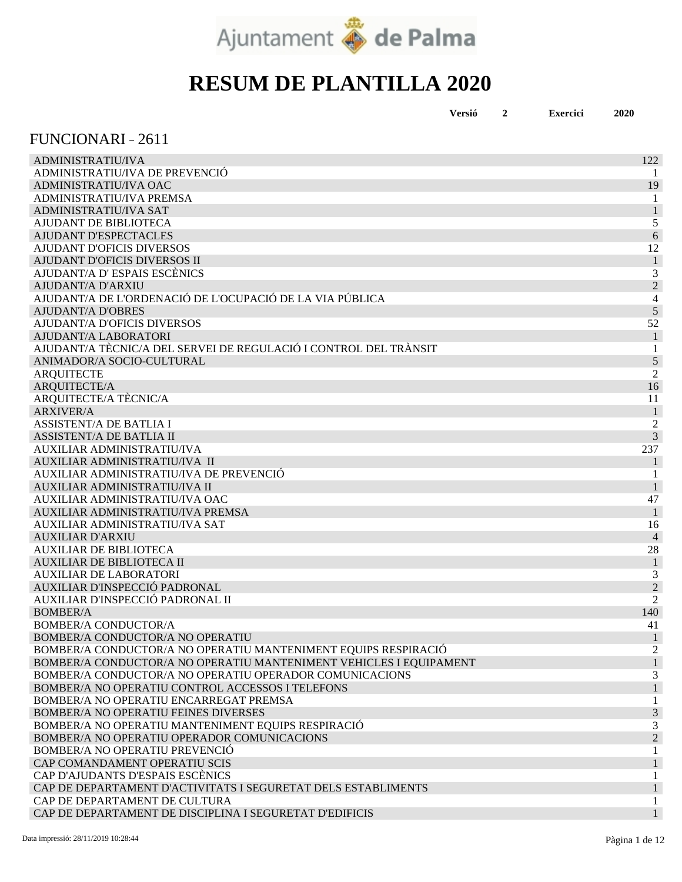Ajuntament de Palma

# RESUM DE PLANTILLA 2020

**Versió** **2** **Exercici** **2020**

## FUNCIONARI - 2611

| Plaça | Nombre |
|---|---|
| ADMINISTRATIU/IVA | 122 |
| ADMINISTRATIU/IVA DE PREVENCIÓ | 1 |
| ADMINISTRATIU/IVA OAC | 19 |
| ADMINISTRATIU/IVA PREMSA | 1 |
| ADMINISTRATIU/IVA SAT | 1 |
| AJUDANT DE BIBLIOTECA | 5 |
| AJUDANT D'ESPECTACLES | 6 |
| AJUDANT D'OFICIS DIVERSOS | 12 |
| AJUDANT D'OFICIS DIVERSOS II | 1 |
| AJUDANT/A D' ESPAIS ESCÈNICS | 3 |
| AJUDANT/A D'ARXIU | 2 |
| AJUDANT/A DE L'ORDENACIÓ DE L'OCUPACIÓ DE LA VIA PÚBLICA | 4 |
| AJUDANT/A D'OBRES | 5 |
| AJUDANT/A D'OFICIS DIVERSOS | 52 |
| AJUDANT/A LABORATORI | 1 |
| AJUDANT/A TÈCNIC/A DEL SERVEI DE REGULACIÓ I CONTROL DEL TRÀNSIT | 1 |
| ANIMADOR/A SOCIO-CULTURAL | 5 |
| ARQUITECTE | 2 |
| ARQUITECTE/A | 16 |
| ARQUITECTE/A TÈCNIC/A | 11 |
| ARXIVER/A | 1 |
| ASSISTENT/A DE BATLIA I | 2 |
| ASSISTENT/A DE BATLIA II | 3 |
| AUXILIAR ADMINISTRATIU/IVA | 237 |
| AUXILIAR ADMINISTRATIU/IVA  II | 1 |
| AUXILIAR ADMINISTRATIU/IVA DE PREVENCIÓ | 1 |
| AUXILIAR ADMINISTRATIU/IVA II | 1 |
| AUXILIAR ADMINISTRATIU/IVA OAC | 47 |
| AUXILIAR ADMINISTRATIU/IVA PREMSA | 1 |
| AUXILIAR ADMINISTRATIU/IVA SAT | 16 |
| AUXILIAR D'ARXIU | 4 |
| AUXILIAR DE BIBLIOTECA | 28 |
| AUXILIAR DE BIBLIOTECA II | 1 |
| AUXILIAR DE LABORATORI | 3 |
| AUXILIAR D'INSPECCIÓ PADRONAL | 2 |
| AUXILIAR D'INSPECCIÓ PADRONAL II | 2 |
| BOMBER/A | 140 |
| BOMBER/A CONDUCTOR/A | 41 |
| BOMBER/A CONDUCTOR/A NO OPERATIU | 1 |
| BOMBER/A CONDUCTOR/A NO OPERATIU MANTENIMENT EQUIPS RESPIRACIÓ | 2 |
| BOMBER/A CONDUCTOR/A NO OPERATIU MANTENIMENT VEHICLES I EQUIPAMENT | 1 |
| BOMBER/A CONDUCTOR/A NO OPERATIU OPERADOR COMUNICACIONS | 3 |
| BOMBER/A NO OPERATIU CONTROL ACCESSOS I TELEFONS | 1 |
| BOMBER/A NO OPERATIU ENCARREGAT PREMSA | 1 |
| BOMBER/A NO OPERATIU FEINES DIVERSES | 3 |
| BOMBER/A NO OPERATIU MANTENIMENT EQUIPS RESPIRACIÓ | 3 |
| BOMBER/A NO OPERATIU OPERADOR COMUNICACIONS | 2 |
| BOMBER/A NO OPERATIU PREVENCIÓ | 1 |
| CAP COMANDAMENT OPERATIU SCIS | 1 |
| CAP D'AJUDANTS D'ESPAIS ESCÈNICS | 1 |
| CAP DE DEPARTAMENT D'ACTIVITATS I SEGURETAT DELS ESTABLIMENTS | 1 |
| CAP DE DEPARTAMENT DE CULTURA | 1 |
| CAP DE DEPARTAMENT DE DISCIPLINA I SEGURETAT D'EDIFICIS | 1 |

Data impressió: 28/11/2019 10:28:44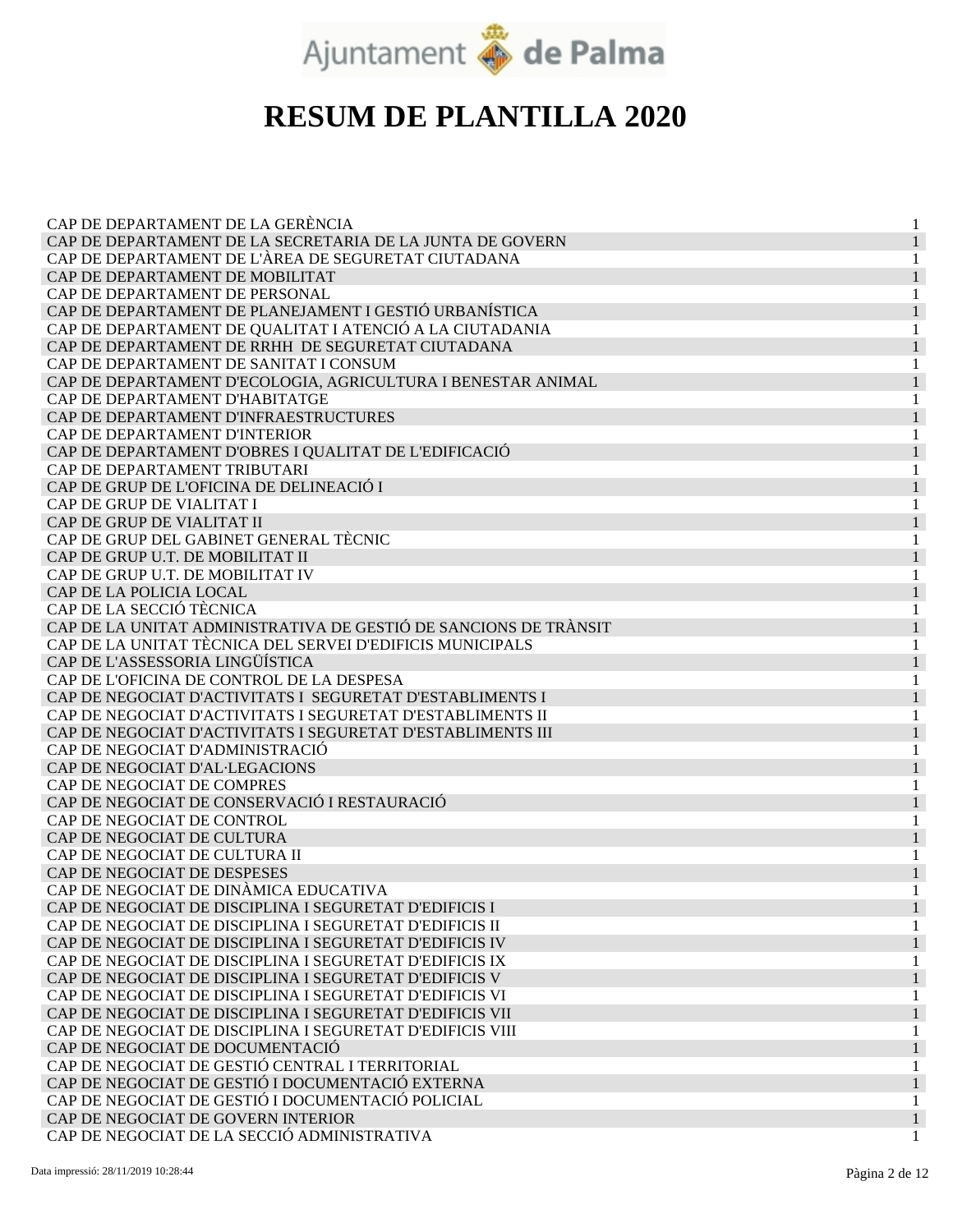# RESUM DE PLANTILLA 2020

| | |
|---|---|
| CAP DE DEPARTAMENT DE LA GERÈNCIA | 1 |
| CAP DE DEPARTAMENT DE LA SECRETARIA DE LA JUNTA DE GOVERN | 1 |
| CAP DE DEPARTAMENT DE L'ÀREA DE SEGURETAT CIUTADANA | 1 |
| CAP DE DEPARTAMENT DE MOBILITAT | 1 |
| CAP DE DEPARTAMENT DE PERSONAL | 1 |
| CAP DE DEPARTAMENT DE PLANEJAMENT I GESTIÓ URBANÍSTICA | 1 |
| CAP DE DEPARTAMENT DE QUALITAT I ATENCIÓ A LA CIUTADANIA | 1 |
| CAP DE DEPARTAMENT DE RRHH DE SEGURETAT CIUTADANA | 1 |
| CAP DE DEPARTAMENT DE SANITAT I CONSUM | 1 |
| CAP DE DEPARTAMENT D'ECOLOGIA, AGRICULTURA I BENESTAR ANIMAL | 1 |
| CAP DE DEPARTAMENT D'HABITATGE | 1 |
| CAP DE DEPARTAMENT D'INFRAESTRUCTURES | 1 |
| CAP DE DEPARTAMENT D'INTERIOR | 1 |
| CAP DE DEPARTAMENT D'OBRES I QUALITAT DE L'EDIFICACIÓ | 1 |
| CAP DE DEPARTAMENT TRIBUTARI | 1 |
| CAP DE GRUP DE L'OFICINA DE DELINEACIÓ I | 1 |
| CAP DE GRUP DE VIALITAT I | 1 |
| CAP DE GRUP DE VIALITAT II | 1 |
| CAP DE GRUP DEL GABINET GENERAL TÈCNIC | 1 |
| CAP DE GRUP U.T. DE MOBILITAT II | 1 |
| CAP DE GRUP U.T. DE MOBILITAT IV | 1 |
| CAP DE LA POLICIA LOCAL | 1 |
| CAP DE LA SECCIÓ TÈCNICA | 1 |
| CAP DE LA UNITAT ADMINISTRATIVA DE GESTIÓ DE SANCIONS DE TRÀNSIT | 1 |
| CAP DE LA UNITAT TÈCNICA DEL SERVEI D'EDIFICIS MUNICIPALS | 1 |
| CAP DE L'ASSESSORIA LINGÜÍSTICA | 1 |
| CAP DE L'OFICINA DE CONTROL DE LA DESPESA | 1 |
| CAP DE NEGOCIAT D'ACTIVITATS I SEGURETAT D'ESTABLIMENTS I | 1 |
| CAP DE NEGOCIAT D'ACTIVITATS I SEGURETAT D'ESTABLIMENTS II | 1 |
| CAP DE NEGOCIAT D'ACTIVITATS I SEGURETAT D'ESTABLIMENTS III | 1 |
| CAP DE NEGOCIAT D'ADMINISTRACIÓ | 1 |
| CAP DE NEGOCIAT D'AL·LEGACIONS | 1 |
| CAP DE NEGOCIAT DE COMPRES | 1 |
| CAP DE NEGOCIAT DE CONSERVACIÓ I RESTAURACIÓ | 1 |
| CAP DE NEGOCIAT DE CONTROL | 1 |
| CAP DE NEGOCIAT DE CULTURA | 1 |
| CAP DE NEGOCIAT DE CULTURA II | 1 |
| CAP DE NEGOCIAT DE DESPESES | 1 |
| CAP DE NEGOCIAT DE DINÀMICA EDUCATIVA | 1 |
| CAP DE NEGOCIAT DE DISCIPLINA I SEGURETAT D'EDIFICIS I | 1 |
| CAP DE NEGOCIAT DE DISCIPLINA I SEGURETAT D'EDIFICIS II | 1 |
| CAP DE NEGOCIAT DE DISCIPLINA I SEGURETAT D'EDIFICIS IV | 1 |
| CAP DE NEGOCIAT DE DISCIPLINA I SEGURETAT D'EDIFICIS IX | 1 |
| CAP DE NEGOCIAT DE DISCIPLINA I SEGURETAT D'EDIFICIS V | 1 |
| CAP DE NEGOCIAT DE DISCIPLINA I SEGURETAT D'EDIFICIS VI | 1 |
| CAP DE NEGOCIAT DE DISCIPLINA I SEGURETAT D'EDIFICIS VII | 1 |
| CAP DE NEGOCIAT DE DISCIPLINA I SEGURETAT D'EDIFICIS VIII | 1 |
| CAP DE NEGOCIAT DE DOCUMENTACIÓ | 1 |
| CAP DE NEGOCIAT DE GESTIÓ CENTRAL I TERRITORIAL | 1 |
| CAP DE NEGOCIAT DE GESTIÓ I DOCUMENTACIÓ EXTERNA | 1 |
| CAP DE NEGOCIAT DE GESTIÓ I DOCUMENTACIÓ POLICIAL | 1 |
| CAP DE NEGOCIAT DE GOVERN INTERIOR | 1 |
| CAP DE NEGOCIAT DE LA SECCIÓ ADMINISTRATIVA | 1 |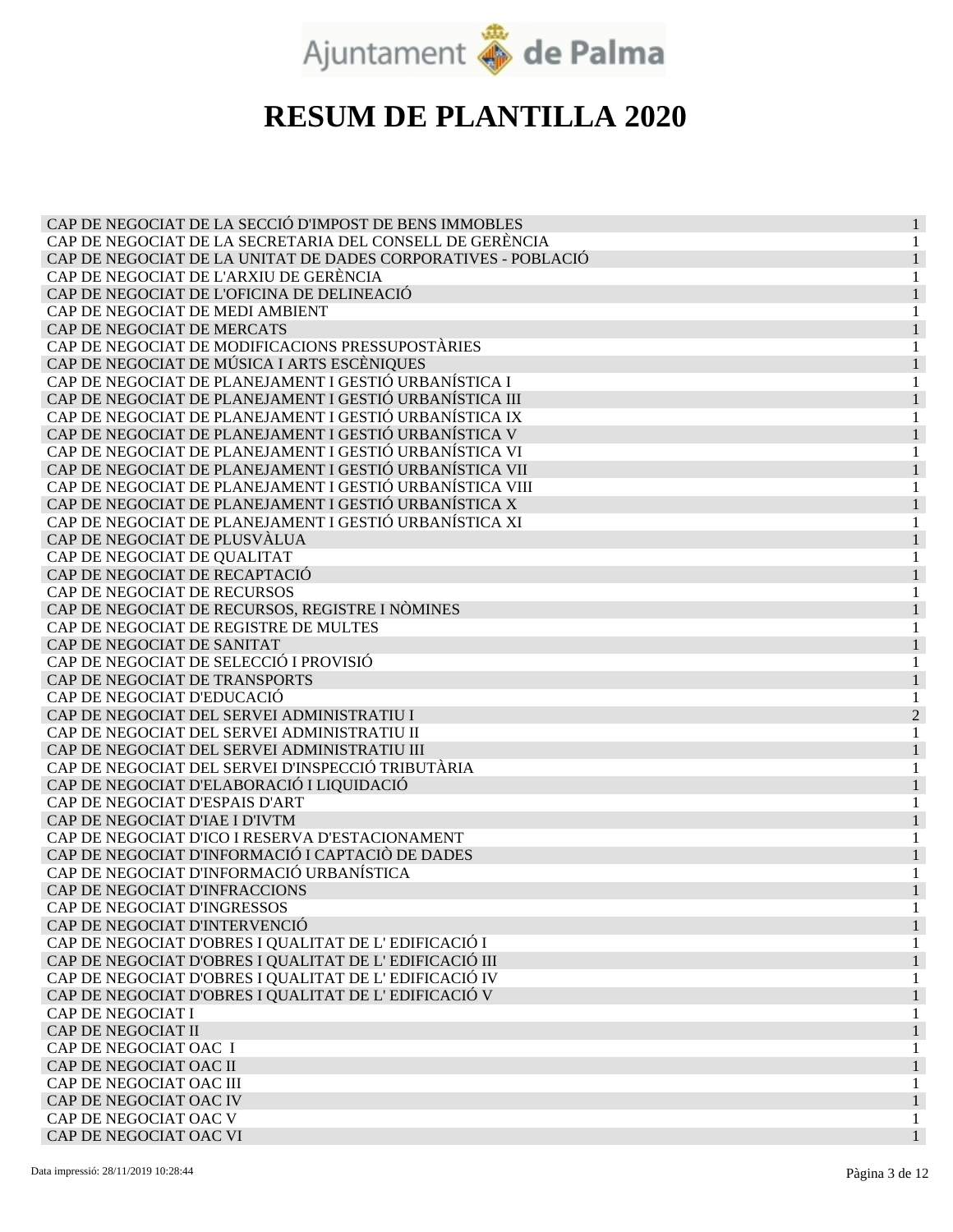# RESUM DE PLANTILLA 2020

| | |
|---|---|
| CAP DE NEGOCIAT DE LA SECCIÓ D'IMPOST DE BENS IMMOBLES | 1 |
| CAP DE NEGOCIAT DE LA SECRETARIA DEL CONSELL DE GERÈNCIA | 1 |
| CAP DE NEGOCIAT DE LA UNITAT DE DADES CORPORATIVES - POBLACIÓ | 1 |
| CAP DE NEGOCIAT DE L'ARXIU DE GERÈNCIA | 1 |
| CAP DE NEGOCIAT DE L'OFICINA DE DELINEACIÓ | 1 |
| CAP DE NEGOCIAT DE MEDI AMBIENT | 1 |
| CAP DE NEGOCIAT DE MERCATS | 1 |
| CAP DE NEGOCIAT DE MODIFICACIONS PRESSUPOSTÀRIES | 1 |
| CAP DE NEGOCIAT DE MÚSICA I ARTS ESCÈNIQUES | 1 |
| CAP DE NEGOCIAT DE PLANEJAMENT I GESTIÓ URBANÍSTICA I | 1 |
| CAP DE NEGOCIAT DE PLANEJAMENT I GESTIÓ URBANÍSTICA III | 1 |
| CAP DE NEGOCIAT DE PLANEJAMENT I GESTIÓ URBANÍSTICA IX | 1 |
| CAP DE NEGOCIAT DE PLANEJAMENT I GESTIÓ URBANÍSTICA V | 1 |
| CAP DE NEGOCIAT DE PLANEJAMENT I GESTIÓ URBANÍSTICA VI | 1 |
| CAP DE NEGOCIAT DE PLANEJAMENT I GESTIÓ URBANÍSTICA VII | 1 |
| CAP DE NEGOCIAT DE PLANEJAMENT I GESTIÓ URBANÍSTICA VIII | 1 |
| CAP DE NEGOCIAT DE PLANEJAMENT I GESTIÓ URBANÍSTICA X | 1 |
| CAP DE NEGOCIAT DE PLANEJAMENT I GESTIÓ URBANÍSTICA XI | 1 |
| CAP DE NEGOCIAT DE PLUSVÀLUA | 1 |
| CAP DE NEGOCIAT DE QUALITAT | 1 |
| CAP DE NEGOCIAT DE RECAPTACIÓ | 1 |
| CAP DE NEGOCIAT DE RECURSOS | 1 |
| CAP DE NEGOCIAT DE RECURSOS, REGISTRE I NÒMINES | 1 |
| CAP DE NEGOCIAT DE REGISTRE DE MULTES | 1 |
| CAP DE NEGOCIAT DE SANITAT | 1 |
| CAP DE NEGOCIAT DE SELECCIÓ I PROVISIÓ | 1 |
| CAP DE NEGOCIAT DE TRANSPORTS | 1 |
| CAP DE NEGOCIAT D'EDUCACIÓ | 1 |
| CAP DE NEGOCIAT DEL SERVEI ADMINISTRATIU I | 2 |
| CAP DE NEGOCIAT DEL SERVEI ADMINISTRATIU II | 1 |
| CAP DE NEGOCIAT DEL SERVEI ADMINISTRATIU III | 1 |
| CAP DE NEGOCIAT DEL SERVEI D'INSPECCIÓ TRIBUTÀRIA | 1 |
| CAP DE NEGOCIAT D'ELABORACIÓ I LIQUIDACIÓ | 1 |
| CAP DE NEGOCIAT D'ESPAIS D'ART | 1 |
| CAP DE NEGOCIAT D'IAE I D'IVTM | 1 |
| CAP DE NEGOCIAT D'ICO I RESERVA D'ESTACIONAMENT | 1 |
| CAP DE NEGOCIAT D'INFORMACIÓ I CAPTACIÒ DE DADES | 1 |
| CAP DE NEGOCIAT D'INFORMACIÓ URBANÍSTICA | 1 |
| CAP DE NEGOCIAT D'INFRACCIONS | 1 |
| CAP DE NEGOCIAT D'INGRESSOS | 1 |
| CAP DE NEGOCIAT D'INTERVENCIÓ | 1 |
| CAP DE NEGOCIAT D'OBRES I QUALITAT DE L' EDIFICACIÓ I | 1 |
| CAP DE NEGOCIAT D'OBRES I QUALITAT DE L' EDIFICACIÓ III | 1 |
| CAP DE NEGOCIAT D'OBRES I QUALITAT DE L' EDIFICACIÓ IV | 1 |
| CAP DE NEGOCIAT D'OBRES I QUALITAT DE L' EDIFICACIÓ V | 1 |
| CAP DE NEGOCIAT I | 1 |
| CAP DE NEGOCIAT II | 1 |
| CAP DE NEGOCIAT OAC I | 1 |
| CAP DE NEGOCIAT OAC II | 1 |
| CAP DE NEGOCIAT OAC III | 1 |
| CAP DE NEGOCIAT OAC IV | 1 |
| CAP DE NEGOCIAT OAC V | 1 |
| CAP DE NEGOCIAT OAC VI | 1 |

Data impressió: 28/11/2019 10:28:44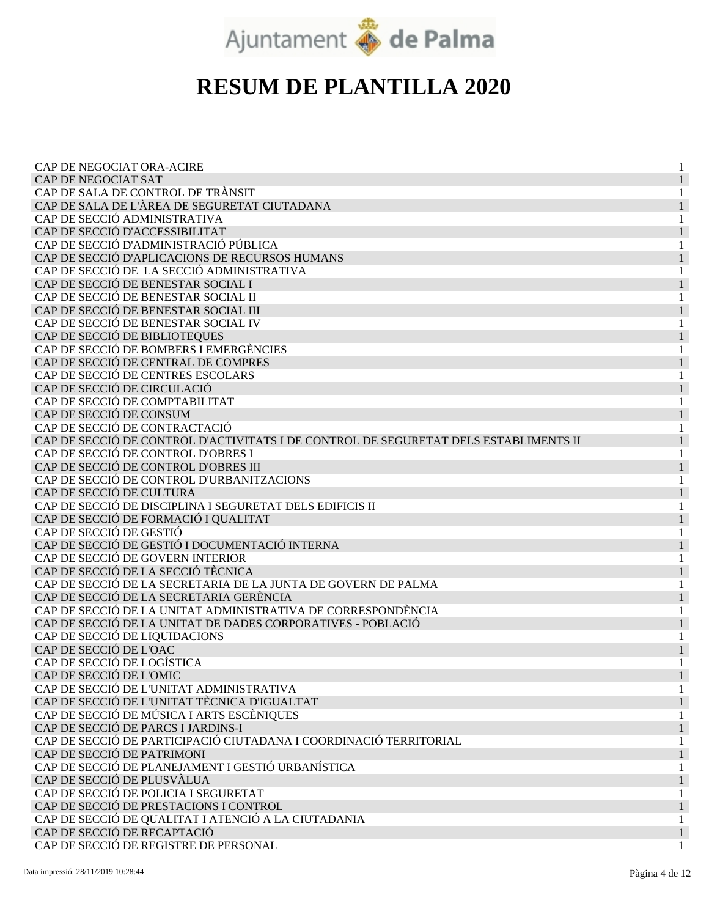# RESUM DE PLANTILLA 2020

| | |
|---|---|
| CAP DE NEGOCIAT ORA-ACIRE | 1 |
| CAP DE NEGOCIAT SAT | 1 |
| CAP DE SALA DE CONTROL DE TRÀNSIT | 1 |
| CAP DE SALA DE L'ÀREA DE SEGURETAT CIUTADANA | 1 |
| CAP DE SECCIÓ ADMINISTRATIVA | 1 |
| CAP DE SECCIÓ D'ACCESSIBILITAT | 1 |
| CAP DE SECCIÓ D'ADMINISTRACIÓ PÚBLICA | 1 |
| CAP DE SECCIÓ D'APLICACIONS DE RECURSOS HUMANS | 1 |
| CAP DE SECCIÓ DE  LA SECCIÓ ADMINISTRATIVA | 1 |
| CAP DE SECCIÓ DE BENESTAR SOCIAL I | 1 |
| CAP DE SECCIÓ DE BENESTAR SOCIAL II | 1 |
| CAP DE SECCIÓ DE BENESTAR SOCIAL III | 1 |
| CAP DE SECCIÓ DE BENESTAR SOCIAL IV | 1 |
| CAP DE SECCIÓ DE BIBLIOTEQUES | 1 |
| CAP DE SECCIÓ DE BOMBERS I EMERGÈNCIES | 1 |
| CAP DE SECCIÓ DE CENTRAL DE COMPRES | 1 |
| CAP DE SECCIÓ DE CENTRES ESCOLARS | 1 |
| CAP DE SECCIÓ DE CIRCULACIÓ | 1 |
| CAP DE SECCIÓ DE COMPTABILITAT | 1 |
| CAP DE SECCIÓ DE CONSUM | 1 |
| CAP DE SECCIÓ DE CONTRACTACIÓ | 1 |
| CAP DE SECCIÓ DE CONTROL D'ACTIVITATS I DE CONTROL DE SEGURETAT DELS ESTABLIMENTS II | 1 |
| CAP DE SECCIÓ DE CONTROL D'OBRES I | 1 |
| CAP DE SECCIÓ DE CONTROL D'OBRES III | 1 |
| CAP DE SECCIÓ DE CONTROL D'URBANITZACIONS | 1 |
| CAP DE SECCIÓ DE CULTURA | 1 |
| CAP DE SECCIÓ DE DISCIPLINA I SEGURETAT DELS EDIFICIS II | 1 |
| CAP DE SECCIÓ DE FORMACIÓ I QUALITAT | 1 |
| CAP DE SECCIÓ DE GESTIÓ | 1 |
| CAP DE SECCIÓ DE GESTIÓ I DOCUMENTACIÓ INTERNA | 1 |
| CAP DE SECCIÓ DE GOVERN INTERIOR | 1 |
| CAP DE SECCIÓ DE LA SECCIÓ TÈCNICA | 1 |
| CAP DE SECCIÓ DE LA SECRETARIA DE LA JUNTA DE GOVERN DE PALMA | 1 |
| CAP DE SECCIÓ DE LA SECRETARIA GERÈNCIA | 1 |
| CAP DE SECCIÓ DE LA UNITAT ADMINISTRATIVA DE CORRESPONDÈNCIA | 1 |
| CAP DE SECCIÓ DE LA UNITAT DE DADES CORPORATIVES - POBLACIÓ | 1 |
| CAP DE SECCIÓ DE LIQUIDACIONS | 1 |
| CAP DE SECCIÓ DE L'OAC | 1 |
| CAP DE SECCIÓ DE LOGÍSTICA | 1 |
| CAP DE SECCIÓ DE L'OMIC | 1 |
| CAP DE SECCIÓ DE L'UNITAT ADMINISTRATIVA | 1 |
| CAP DE SECCIÓ DE L'UNITAT TÈCNICA D'IGUALTAT | 1 |
| CAP DE SECCIÓ DE MÚSICA I ARTS ESCÈNIQUES | 1 |
| CAP DE SECCIÓ DE PARCS I JARDINS-I | 1 |
| CAP DE SECCIÓ DE PARTICIPACIÓ CIUTADANA I COORDINACIÓ TERRITORIAL | 1 |
| CAP DE SECCIÓ DE PATRIMONI | 1 |
| CAP DE SECCIÓ DE PLANEJAMENT I GESTIÓ URBANÍSTICA | 1 |
| CAP DE SECCIÓ DE PLUSVÀLUA | 1 |
| CAP DE SECCIÓ DE POLICIA I SEGURETAT | 1 |
| CAP DE SECCIÓ DE PRESTACIONS I CONTROL | 1 |
| CAP DE SECCIÓ DE QUALITAT I ATENCIÓ A LA CIUTADANIA | 1 |
| CAP DE SECCIÓ DE RECAPTACIÓ | 1 |
| CAP DE SECCIÓ DE REGISTRE DE PERSONAL | 1 |

Data impressió: 28/11/2019 10:28:44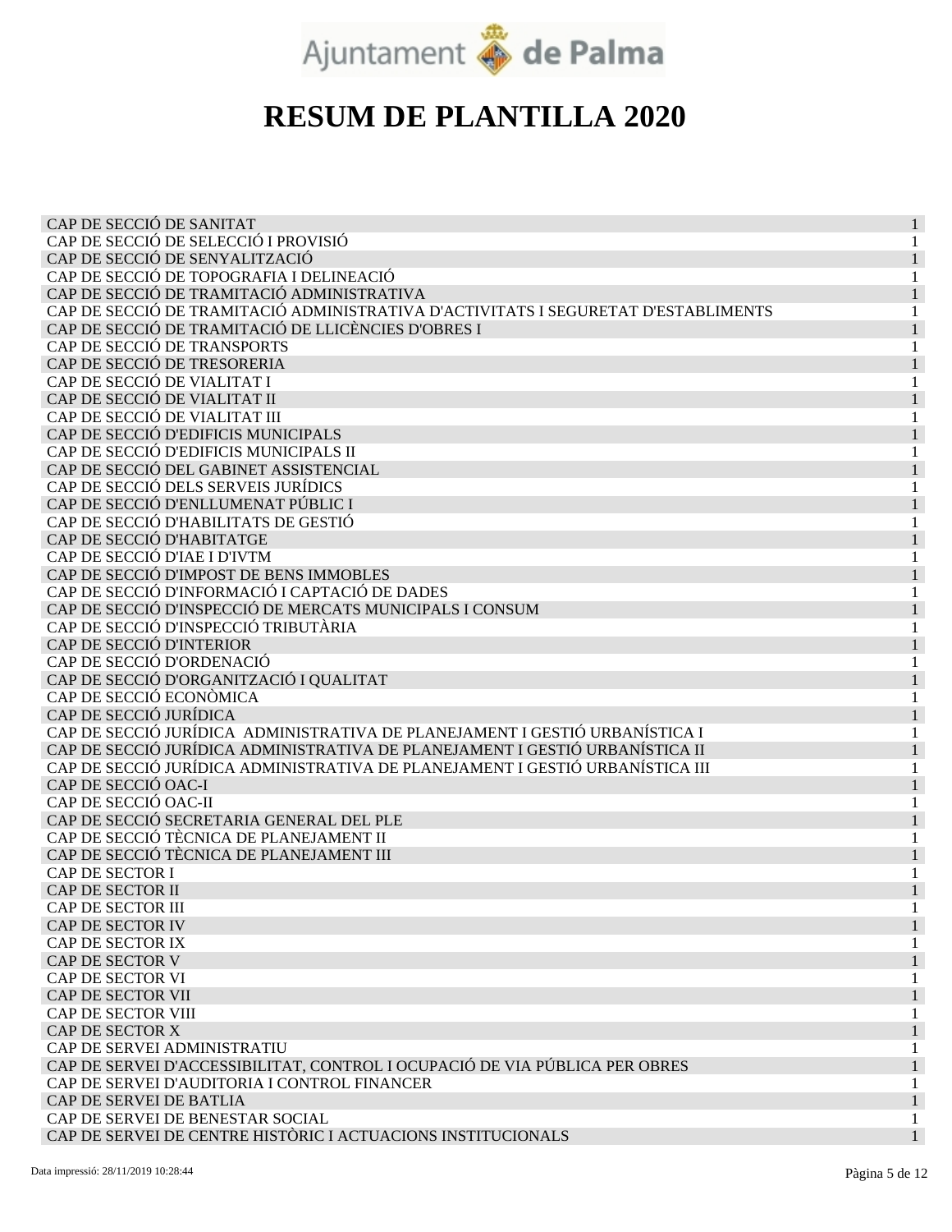# RESUM DE PLANTILLA 2020

| | |
|---|---|
| CAP DE SECCIÓ DE SANITAT | 1 |
| CAP DE SECCIÓ DE SELECCIÓ I PROVISIÓ | 1 |
| CAP DE SECCIÓ DE SENYALITZACIÓ | 1 |
| CAP DE SECCIÓ DE TOPOGRAFIA I DELINEACIÓ | 1 |
| CAP DE SECCIÓ DE TRAMITACIÓ ADMINISTRATIVA | 1 |
| CAP DE SECCIÓ DE TRAMITACIÓ ADMINISTRATIVA D'ACTIVITATS I SEGURETAT D'ESTABLIMENTS | 1 |
| CAP DE SECCIÓ DE TRAMITACIÓ DE LLICÈNCIES D'OBRES I | 1 |
| CAP DE SECCIÓ DE TRANSPORTS | 1 |
| CAP DE SECCIÓ DE TRESORERIA | 1 |
| CAP DE SECCIÓ DE VIALITAT I | 1 |
| CAP DE SECCIÓ DE VIALITAT II | 1 |
| CAP DE SECCIÓ DE VIALITAT III | 1 |
| CAP DE SECCIÓ D'EDIFICIS MUNICIPALS | 1 |
| CAP DE SECCIÓ D'EDIFICIS MUNICIPALS II | 1 |
| CAP DE SECCIÓ DEL GABINET ASSISTENCIAL | 1 |
| CAP DE SECCIÓ DELS SERVEIS JURÍDICS | 1 |
| CAP DE SECCIÓ D'ENLLUMENAT PÚBLIC I | 1 |
| CAP DE SECCIÓ D'HABILITATS DE GESTIÓ | 1 |
| CAP DE SECCIÓ D'HABITATGE | 1 |
| CAP DE SECCIÓ D'IAE I D'IVTM | 1 |
| CAP DE SECCIÓ D'IMPOST DE BENS IMMOBLES | 1 |
| CAP DE SECCIÓ D'INFORMACIÓ I CAPTACIÓ DE DADES | 1 |
| CAP DE SECCIÓ D'INSPECCIÓ DE MERCATS MUNICIPALS I CONSUM | 1 |
| CAP DE SECCIÓ D'INSPECCIÓ TRIBUTÀRIA | 1 |
| CAP DE SECCIÓ D'INTERIOR | 1 |
| CAP DE SECCIÓ D'ORDENACIÓ | 1 |
| CAP DE SECCIÓ D'ORGANITZACIÓ I QUALITAT | 1 |
| CAP DE SECCIÓ ECONÒMICA | 1 |
| CAP DE SECCIÓ JURÍDICA | 1 |
| CAP DE SECCIÓ JURÍDICA ADMINISTRATIVA DE PLANEJAMENT I GESTIÓ URBANÍSTICA I | 1 |
| CAP DE SECCIÓ JURÍDICA ADMINISTRATIVA DE PLANEJAMENT I GESTIÓ URBANÍSTICA II | 1 |
| CAP DE SECCIÓ JURÍDICA ADMINISTRATIVA DE PLANEJAMENT I GESTIÓ URBANÍSTICA III | 1 |
| CAP DE SECCIÓ OAC-I | 1 |
| CAP DE SECCIÓ OAC-II | 1 |
| CAP DE SECCIÓ SECRETARIA GENERAL DEL PLE | 1 |
| CAP DE SECCIÓ TÈCNICA DE PLANEJAMENT II | 1 |
| CAP DE SECCIÓ TÈCNICA DE PLANEJAMENT III | 1 |
| CAP DE SECTOR I | 1 |
| CAP DE SECTOR II | 1 |
| CAP DE SECTOR III | 1 |
| CAP DE SECTOR IV | 1 |
| CAP DE SECTOR IX | 1 |
| CAP DE SECTOR V | 1 |
| CAP DE SECTOR VI | 1 |
| CAP DE SECTOR VII | 1 |
| CAP DE SECTOR VIII | 1 |
| CAP DE SECTOR X | 1 |
| CAP DE SERVEI ADMINISTRATIU | 1 |
| CAP DE SERVEI D'ACCESSIBILITAT, CONTROL I OCUPACIÓ DE VIA PÚBLICA PER OBRES | 1 |
| CAP DE SERVEI D'AUDITORIA I CONTROL FINANCER | 1 |
| CAP DE SERVEI DE BATLIA | 1 |
| CAP DE SERVEI DE BENESTAR SOCIAL | 1 |
| CAP DE SERVEI DE CENTRE HISTÒRIC I ACTUACIONS INSTITUCIONALS | 1 |

Data impressió: 28/11/2019 10:28:44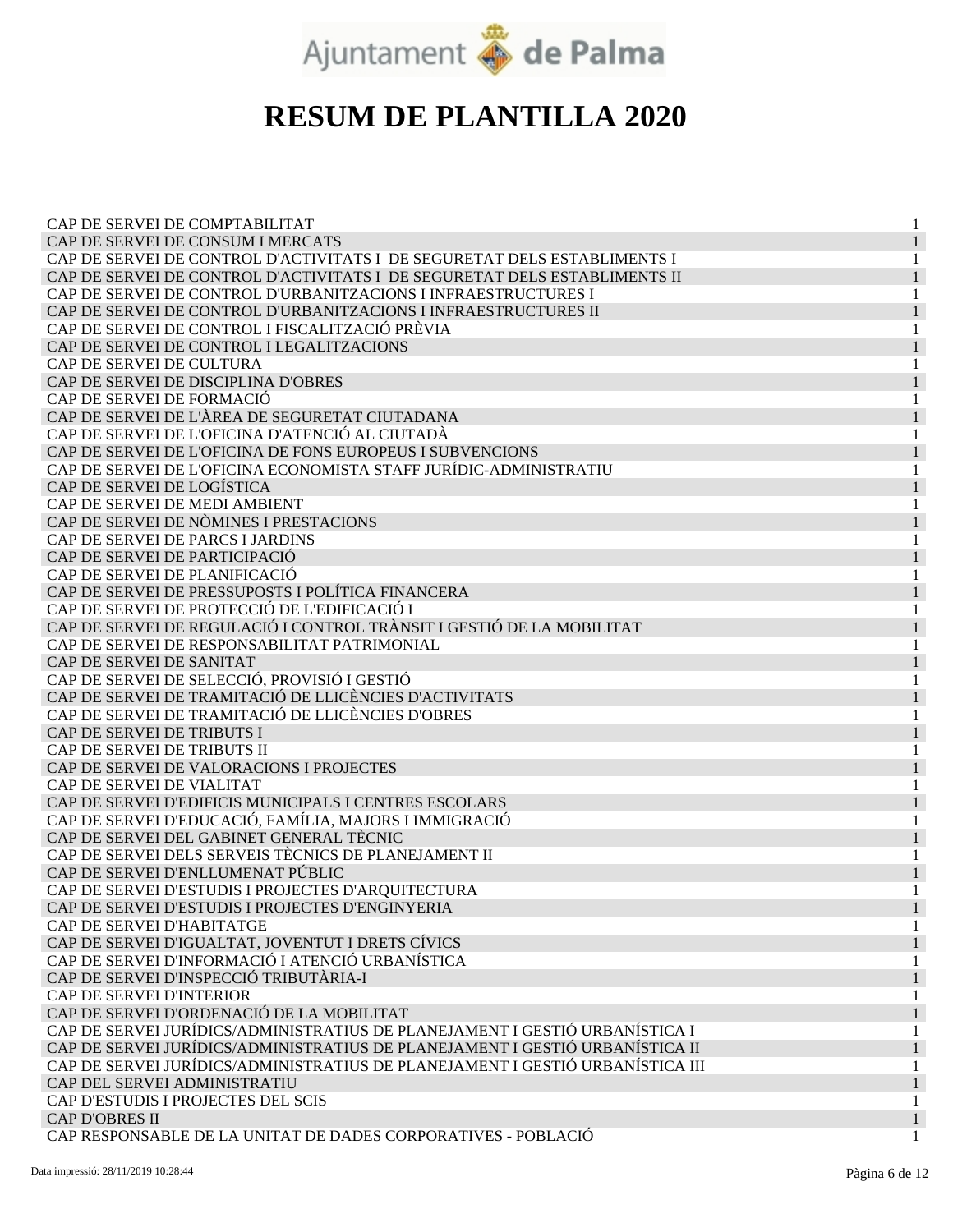# RESUM DE PLANTILLA 2020

| | |
|---|---|
| CAP DE SERVEI DE COMPTABILITAT | 1 |
| CAP DE SERVEI DE CONSUM I MERCATS | 1 |
| CAP DE SERVEI DE CONTROL D'ACTIVITATS I DE SEGURETAT DELS ESTABLIMENTS I | 1 |
| CAP DE SERVEI DE CONTROL D'ACTIVITATS I DE SEGURETAT DELS ESTABLIMENTS II | 1 |
| CAP DE SERVEI DE CONTROL D'URBANITZACIONS I INFRAESTRUCTURES I | 1 |
| CAP DE SERVEI DE CONTROL D'URBANITZACIONS I INFRAESTRUCTURES II | 1 |
| CAP DE SERVEI DE CONTROL I FISCALITZACIÓ PRÈVIA | 1 |
| CAP DE SERVEI DE CONTROL I LEGALITZACIONS | 1 |
| CAP DE SERVEI DE CULTURA | 1 |
| CAP DE SERVEI DE DISCIPLINA D'OBRES | 1 |
| CAP DE SERVEI DE FORMACIÓ | 1 |
| CAP DE SERVEI DE L'ÀREA DE SEGURETAT CIUTADANA | 1 |
| CAP DE SERVEI DE L'OFICINA D'ATENCIÓ AL CIUTADÀ | 1 |
| CAP DE SERVEI DE L'OFICINA DE FONS EUROPEUS I SUBVENCIONS | 1 |
| CAP DE SERVEI DE L'OFICINA ECONOMISTA STAFF JURÍDIC-ADMINISTRATIU | 1 |
| CAP DE SERVEI DE LOGÍSTICA | 1 |
| CAP DE SERVEI DE MEDI AMBIENT | 1 |
| CAP DE SERVEI DE NÒMINES I PRESTACIONS | 1 |
| CAP DE SERVEI DE PARCS I JARDINS | 1 |
| CAP DE SERVEI DE PARTICIPACIÓ | 1 |
| CAP DE SERVEI DE PLANIFICACIÓ | 1 |
| CAP DE SERVEI DE PRESSUPOSTS I POLÍTICA FINANCERA | 1 |
| CAP DE SERVEI DE PROTECCIÓ DE L'EDIFICACIÓ I | 1 |
| CAP DE SERVEI DE REGULACIÓ I CONTROL TRÀNSIT I GESTIÓ DE LA MOBILITAT | 1 |
| CAP DE SERVEI DE RESPONSABILITAT PATRIMONIAL | 1 |
| CAP DE SERVEI DE SANITAT | 1 |
| CAP DE SERVEI DE SELECCIÓ, PROVISIÓ I GESTIÓ | 1 |
| CAP DE SERVEI DE TRAMITACIÓ DE LLICÈNCIES D'ACTIVITATS | 1 |
| CAP DE SERVEI DE TRAMITACIÓ DE LLICÈNCIES D'OBRES | 1 |
| CAP DE SERVEI DE TRIBUTS I | 1 |
| CAP DE SERVEI DE TRIBUTS II | 1 |
| CAP DE SERVEI DE VALORACIONS I PROJECTES | 1 |
| CAP DE SERVEI DE VIALITAT | 1 |
| CAP DE SERVEI D'EDIFICIS MUNICIPALS I CENTRES ESCOLARS | 1 |
| CAP DE SERVEI D'EDUCACIÓ, FAMÍLIA, MAJORS I IMMIGRACIÓ | 1 |
| CAP DE SERVEI DEL GABINET GENERAL TÈCNIC | 1 |
| CAP DE SERVEI DELS SERVEIS TÈCNICS DE PLANEJAMENT II | 1 |
| CAP DE SERVEI D'ENLLUMENAT PÚBLIC | 1 |
| CAP DE SERVEI D'ESTUDIS I PROJECTES D'ARQUITECTURA | 1 |
| CAP DE SERVEI D'ESTUDIS I PROJECTES D'ENGINYERIA | 1 |
| CAP DE SERVEI D'HABITATGE | 1 |
| CAP DE SERVEI D'IGUALTAT, JOVENTUT I DRETS CÍVICS | 1 |
| CAP DE SERVEI D'INFORMACIÓ I ATENCIÓ URBANÍSTICA | 1 |
| CAP DE SERVEI D'INSPECCIÓ TRIBUTÀRIA-I | 1 |
| CAP DE SERVEI D'INTERIOR | 1 |
| CAP DE SERVEI D'ORDENACIÓ DE LA MOBILITAT | 1 |
| CAP DE SERVEI JURÍDICS/ADMINISTRATIUS DE PLANEJAMENT I GESTIÓ URBANÍSTICA I | 1 |
| CAP DE SERVEI JURÍDICS/ADMINISTRATIUS DE PLANEJAMENT I GESTIÓ URBANÍSTICA II | 1 |
| CAP DE SERVEI JURÍDICS/ADMINISTRATIUS DE PLANEJAMENT I GESTIÓ URBANÍSTICA III | 1 |
| CAP DEL SERVEI ADMINISTRATIU | 1 |
| CAP D'ESTUDIS I PROJECTES DEL SCIS | 1 |
| CAP D'OBRES II | 1 |
| CAP RESPONSABLE DE LA UNITAT DE DADES CORPORATIVES - POBLACIÓ | 1 |

Data impressió: 28/11/2019 10:28:44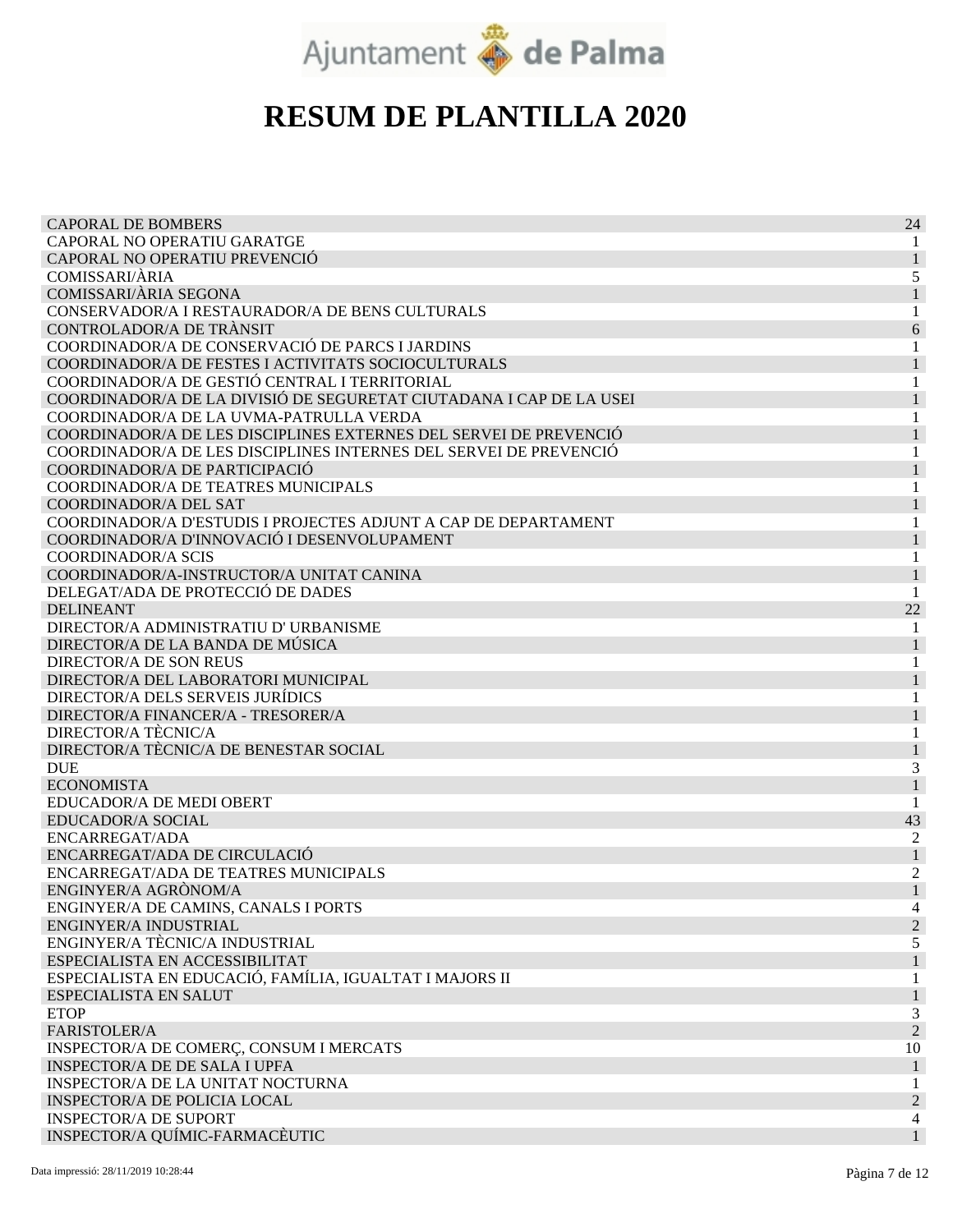# RESUM DE PLANTILLA 2020

| | |
|---|---|
| CAPORAL DE BOMBERS | 24 |
| CAPORAL NO OPERATIU GARATGE | 1 |
| CAPORAL NO OPERATIU PREVENCIÓ | 1 |
| COMISSARI/ÀRIA | 5 |
| COMISSARI/ÀRIA SEGONA | 1 |
| CONSERVADOR/A I RESTAURADOR/A DE BENS CULTURALS | 1 |
| CONTROLADOR/A DE TRÀNSIT | 6 |
| COORDINADOR/A DE CONSERVACIÓ DE PARCS I JARDINS | 1 |
| COORDINADOR/A DE FESTES I ACTIVITATS SOCIOCULTURALS | 1 |
| COORDINADOR/A DE GESTIÓ CENTRAL I TERRITORIAL | 1 |
| COORDINADOR/A DE LA DIVISIÓ DE SEGURETAT CIUTADANA I CAP DE LA USEI | 1 |
| COORDINADOR/A DE LA UVMA-PATRULLA VERDA | 1 |
| COORDINADOR/A DE LES DISCIPLINES EXTERNES DEL SERVEI DE PREVENCIÓ | 1 |
| COORDINADOR/A DE LES DISCIPLINES INTERNES DEL SERVEI DE PREVENCIÓ | 1 |
| COORDINADOR/A DE PARTICIPACIÓ | 1 |
| COORDINADOR/A DE TEATRES MUNICIPALS | 1 |
| COORDINADOR/A DEL SAT | 1 |
| COORDINADOR/A D'ESTUDIS I PROJECTES ADJUNT A CAP DE DEPARTAMENT | 1 |
| COORDINADOR/A D'INNOVACIÓ I DESENVOLUPAMENT | 1 |
| COORDINADOR/A SCIS | 1 |
| COORDINADOR/A-INSTRUCTOR/A UNITAT CANINA | 1 |
| DELEGAT/ADA DE PROTECCIÓ DE DADES | 1 |
| DELINEANT | 22 |
| DIRECTOR/A ADMINISTRATIU D' URBANISME | 1 |
| DIRECTOR/A DE LA BANDA DE MÚSICA | 1 |
| DIRECTOR/A DE SON REUS | 1 |
| DIRECTOR/A DEL LABORATORI MUNICIPAL | 1 |
| DIRECTOR/A DELS SERVEIS JURÍDICS | 1 |
| DIRECTOR/A FINANCER/A - TRESORER/A | 1 |
| DIRECTOR/A TÈCNIC/A | 1 |
| DIRECTOR/A TÈCNIC/A DE BENESTAR SOCIAL | 1 |
| DUE | 3 |
| ECONOMISTA | 1 |
| EDUCADOR/A DE MEDI OBERT | 1 |
| EDUCADOR/A SOCIAL | 43 |
| ENCARREGAT/ADA | 2 |
| ENCARREGAT/ADA DE CIRCULACIÓ | 1 |
| ENCARREGAT/ADA DE TEATRES MUNICIPALS | 2 |
| ENGINYER/A AGRÒNOM/A | 1 |
| ENGINYER/A DE CAMINS, CANALS I PORTS | 4 |
| ENGINYER/A INDUSTRIAL | 2 |
| ENGINYER/A TÈCNIC/A INDUSTRIAL | 5 |
| ESPECIALISTA EN ACCESSIBILITAT | 1 |
| ESPECIALISTA EN EDUCACIÓ, FAMÍLIA, IGUALTAT I MAJORS II | 1 |
| ESPECIALISTA EN SALUT | 1 |
| ETOP | 3 |
| FARISTOLER/A | 2 |
| INSPECTOR/A DE COMERÇ, CONSUM I MERCATS | 10 |
| INSPECTOR/A DE DE SALA I UPFA | 1 |
| INSPECTOR/A DE LA UNITAT NOCTURNA | 1 |
| INSPECTOR/A DE POLICIA LOCAL | 2 |
| INSPECTOR/A DE SUPORT | 4 |
| INSPECTOR/A QUÍMIC-FARMACÈUTIC | 1 |

Data impressió: 28/11/2019 10:28:44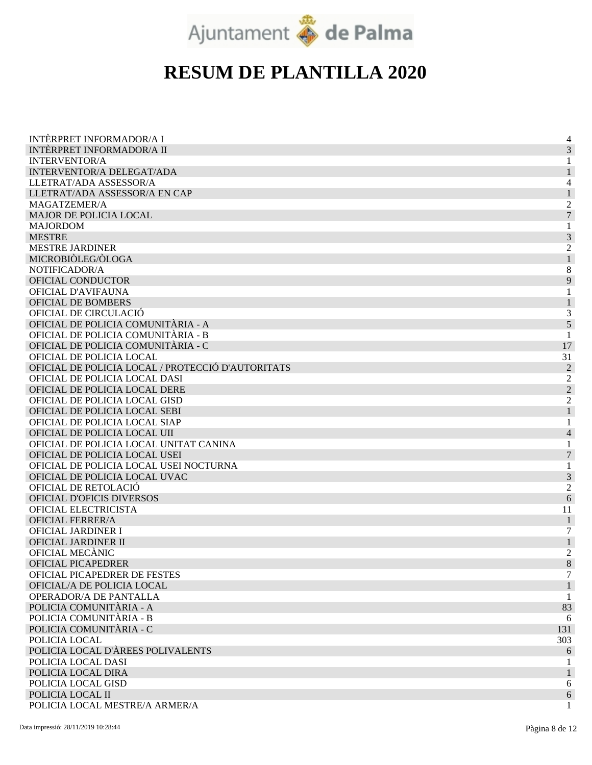# RESUM DE PLANTILLA 2020

| | |
|---|---|
| INTÈRPRET INFORMADOR/A I | 4 |
| INTÈRPRET INFORMADOR/A II | 3 |
| INTERVENTOR/A | 1 |
| INTERVENTOR/A DELEGAT/ADA | 1 |
| LLETRAT/ADA ASSESSOR/A | 4 |
| LLETRAT/ADA ASSESSOR/A EN CAP | 1 |
| MAGATZEMER/A | 2 |
| MAJOR DE POLICIA LOCAL | 7 |
| MAJORDOM | 1 |
| MESTRE | 3 |
| MESTRE JARDINER | 2 |
| MICROBIÒLEG/ÒLOGA | 1 |
| NOTIFICADOR/A | 8 |
| OFICIAL CONDUCTOR | 9 |
| OFICIAL D'AVIFAUNA | 1 |
| OFICIAL DE BOMBERS | 1 |
| OFICIAL DE CIRCULACIÓ | 3 |
| OFICIAL DE POLICIA COMUNITÀRIA - A | 5 |
| OFICIAL DE POLICIA COMUNITÀRIA - B | 1 |
| OFICIAL DE POLICIA COMUNITÀRIA - C | 17 |
| OFICIAL DE POLICIA LOCAL | 31 |
| OFICIAL DE POLICIA LOCAL / PROTECCIÓ D'AUTORITATS | 2 |
| OFICIAL DE POLICIA LOCAL DASI | 2 |
| OFICIAL DE POLICIA LOCAL DERE | 2 |
| OFICIAL DE POLICIA LOCAL GISD | 2 |
| OFICIAL DE POLICIA LOCAL SEBI | 1 |
| OFICIAL DE POLICIA LOCAL SIAP | 1 |
| OFICIAL DE POLICIA LOCAL UII | 4 |
| OFICIAL DE POLICIA LOCAL UNITAT CANINA | 1 |
| OFICIAL DE POLICIA LOCAL USEI | 7 |
| OFICIAL DE POLICIA LOCAL USEI NOCTURNA | 1 |
| OFICIAL DE POLICIA LOCAL UVAC | 3 |
| OFICIAL DE RETOLACIÓ | 2 |
| OFICIAL D'OFICIS DIVERSOS | 6 |
| OFICIAL ELECTRICISTA | 11 |
| OFICIAL FERRER/A | 1 |
| OFICIAL JARDINER I | 7 |
| OFICIAL JARDINER II | 1 |
| OFICIAL MECÀNIC | 2 |
| OFICIAL PICAPEDRER | 8 |
| OFICIAL PICAPEDRER DE FESTES | 7 |
| OFICIAL/A DE POLICIA LOCAL | 1 |
| OPERADOR/A DE PANTALLA | 1 |
| POLICIA COMUNITÀRIA - A | 83 |
| POLICIA COMUNITÀRIA - B | 6 |
| POLICIA COMUNITÀRIA - C | 131 |
| POLICIA LOCAL | 303 |
| POLICIA LOCAL D'ÀREES POLIVALENTS | 6 |
| POLICIA LOCAL DASI | 1 |
| POLICIA LOCAL DIRA | 1 |
| POLICIA LOCAL GISD | 6 |
| POLICIA LOCAL II | 6 |
| POLICIA LOCAL MESTRE/A ARMER/A | 1 |

Data impressió: 28/11/2019 10:28:44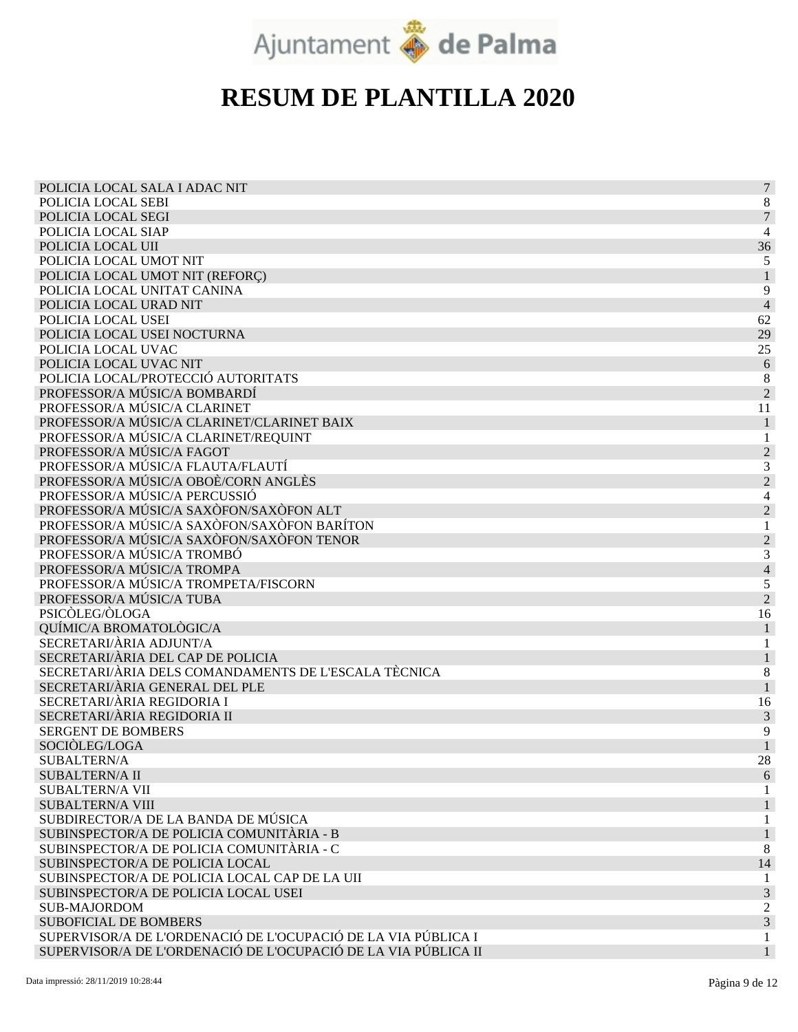# RESUM DE PLANTILLA 2020

| | |
|---|---|
| POLICIA LOCAL SALA I ADAC NIT | 7 |
| POLICIA LOCAL SEBI | 8 |
| POLICIA LOCAL SEGI | 7 |
| POLICIA LOCAL SIAP | 4 |
| POLICIA LOCAL UII | 36 |
| POLICIA LOCAL UMOT NIT | 5 |
| POLICIA LOCAL UMOT NIT (REFORÇ) | 1 |
| POLICIA LOCAL UNITAT CANINA | 9 |
| POLICIA LOCAL URAD NIT | 4 |
| POLICIA LOCAL USEI | 62 |
| POLICIA LOCAL USEI NOCTURNA | 29 |
| POLICIA LOCAL UVAC | 25 |
| POLICIA LOCAL UVAC NIT | 6 |
| POLICIA LOCAL/PROTECCIÓ AUTORITATS | 8 |
| PROFESSOR/A MÚSIC/A BOMBARDÍ | 2 |
| PROFESSOR/A MÚSIC/A CLARINET | 11 |
| PROFESSOR/A MÚSIC/A CLARINET/CLARINET BAIX | 1 |
| PROFESSOR/A MÚSIC/A CLARINET/REQUINT | 1 |
| PROFESSOR/A MÚSIC/A FAGOT | 2 |
| PROFESSOR/A MÚSIC/A FLAUTA/FLAUTÍ | 3 |
| PROFESSOR/A MÚSIC/A OBOÈ/CORN ANGLÈS | 2 |
| PROFESSOR/A MÚSIC/A PERCUSSIÓ | 4 |
| PROFESSOR/A MÚSIC/A SAXÒFON/SAXÒFON ALT | 2 |
| PROFESSOR/A MÚSIC/A SAXÒFON/SAXÒFON BARÍTON | 1 |
| PROFESSOR/A MÚSIC/A SAXÒFON/SAXÒFON TENOR | 2 |
| PROFESSOR/A MÚSIC/A TROMBÓ | 3 |
| PROFESSOR/A MÚSIC/A TROMPA | 4 |
| PROFESSOR/A MÚSIC/A TROMPETA/FISCORN | 5 |
| PROFESSOR/A MÚSIC/A TUBA | 2 |
| PSICÒLEG/ÒLOGA | 16 |
| QUÍMIC/A BROMATOLÒGIC/A | 1 |
| SECRETARI/ÀRIA ADJUNT/A | 1 |
| SECRETARI/ÀRIA DEL CAP DE POLICIA | 1 |
| SECRETARI/ÀRIA DELS COMANDAMENTS DE L'ESCALA TÈCNICA | 8 |
| SECRETARI/ÀRIA GENERAL DEL PLE | 1 |
| SECRETARI/ÀRIA REGIDORIA I | 16 |
| SECRETARI/ÀRIA REGIDORIA II | 3 |
| SERGENT DE BOMBERS | 9 |
| SOCIÒLEG/LOGA | 1 |
| SUBALTERN/A | 28 |
| SUBALTERN/A II | 6 |
| SUBALTERN/A VII | 1 |
| SUBALTERN/A VIII | 1 |
| SUBDIRECTOR/A DE LA BANDA DE MÚSICA | 1 |
| SUBINSPECTOR/A DE POLICIA COMUNITÀRIA - B | 1 |
| SUBINSPECTOR/A DE POLICIA COMUNITÀRIA - C | 8 |
| SUBINSPECTOR/A DE POLICIA LOCAL | 14 |
| SUBINSPECTOR/A DE POLICIA LOCAL CAP DE LA UII | 1 |
| SUBINSPECTOR/A DE POLICIA LOCAL USEI | 3 |
| SUB-MAJORDOM | 2 |
| SUBOFICIAL DE BOMBERS | 3 |
| SUPERVISOR/A DE L'ORDENACIÓ DE L'OCUPACIÓ DE LA VIA PÚBLICA I | 1 |
| SUPERVISOR/A DE L'ORDENACIÓ DE L'OCUPACIÓ DE LA VIA PÚBLICA II | 1 |

Data impressió: 28/11/2019 10:28:44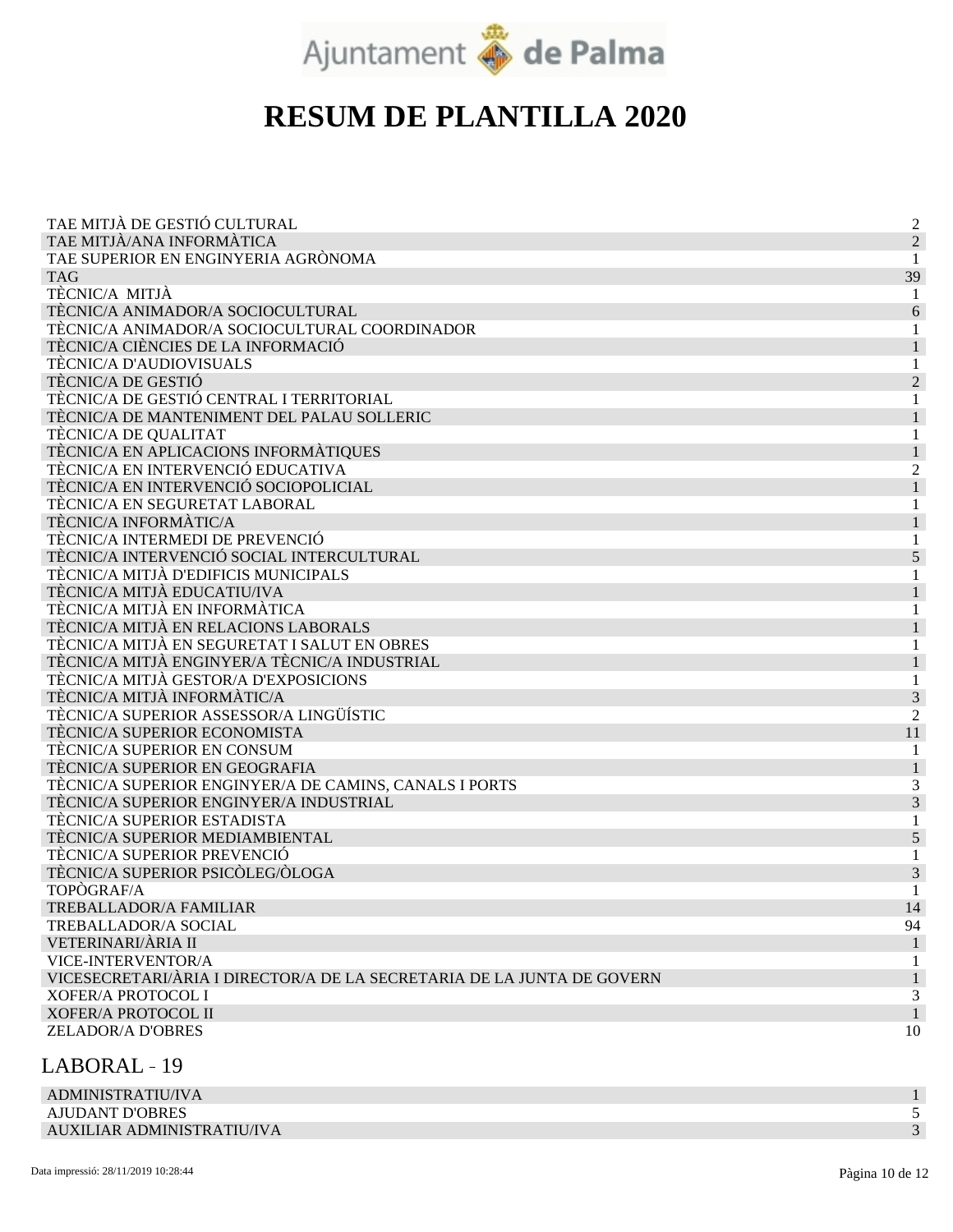# RESUM DE PLANTILLA 2020

| | |
|---|---|
| TAE MITJÀ DE GESTIÓ CULTURAL | 2 |
| TAE MITJÀ/ANA INFORMÀTICA | 2 |
| TAE SUPERIOR EN ENGINYERIA AGRÒNOMA | 1 |
| TAG | 39 |
| TÈCNIC/A MITJÀ | 1 |
| TÈCNIC/A ANIMADOR/A SOCIOCULTURAL | 6 |
| TÈCNIC/A ANIMADOR/A SOCIOCULTURAL COORDINADOR | 1 |
| TÈCNIC/A CIÈNCIES DE LA INFORMACIÓ | 1 |
| TÈCNIC/A D'AUDIOVISUALS | 1 |
| TÈCNIC/A DE GESTIÓ | 2 |
| TÈCNIC/A DE GESTIÓ CENTRAL I TERRITORIAL | 1 |
| TÈCNIC/A DE MANTENIMENT DEL PALAU SOLLERIC | 1 |
| TÈCNIC/A DE QUALITAT | 1 |
| TÈCNIC/A EN APLICACIONS INFORMÀTIQUES | 1 |
| TÈCNIC/A EN INTERVENCIÓ EDUCATIVA | 2 |
| TÈCNIC/A EN INTERVENCIÓ SOCIOPOLICIAL | 1 |
| TÈCNIC/A EN SEGURETAT LABORAL | 1 |
| TÈCNIC/A INFORMÀTIC/A | 1 |
| TÈCNIC/A INTERMEDI DE PREVENCIÓ | 1 |
| TÈCNIC/A INTERVENCIÓ SOCIAL INTERCULTURAL | 5 |
| TÈCNIC/A MITJÀ D'EDIFICIS MUNICIPALS | 1 |
| TÈCNIC/A MITJÀ EDUCATIU/IVA | 1 |
| TÈCNIC/A MITJÀ EN INFORMÀTICA | 1 |
| TÈCNIC/A MITJÀ EN RELACIONS LABORALS | 1 |
| TÈCNIC/A MITJÀ EN SEGURETAT I SALUT EN OBRES | 1 |
| TÈCNIC/A MITJÀ ENGINYER/A TÈCNIC/A INDUSTRIAL | 1 |
| TÈCNIC/A MITJÀ GESTOR/A D'EXPOSICIONS | 1 |
| TÈCNIC/A MITJÀ INFORMÀTIC/A | 3 |
| TÈCNIC/A SUPERIOR ASSESSOR/A LINGÜÍSTIC | 2 |
| TÈCNIC/A SUPERIOR ECONOMISTA | 11 |
| TÈCNIC/A SUPERIOR EN CONSUM | 1 |
| TÈCNIC/A SUPERIOR EN GEOGRAFIA | 1 |
| TÈCNIC/A SUPERIOR ENGINYER/A DE CAMINS, CANALS I PORTS | 3 |
| TÈCNIC/A SUPERIOR ENGINYER/A INDUSTRIAL | 3 |
| TÈCNIC/A SUPERIOR ESTADISTA | 1 |
| TÈCNIC/A SUPERIOR MEDIAMBIENTAL | 5 |
| TÈCNIC/A SUPERIOR PREVENCIÓ | 1 |
| TÈCNIC/A SUPERIOR PSICÒLEG/ÒLOGA | 3 |
| TOPÒGRAF/A | 1 |
| TREBALLADOR/A FAMILIAR | 14 |
| TREBALLADOR/A SOCIAL | 94 |
| VETERINARI/ÀRIA II | 1 |
| VICE-INTERVENTOR/A | 1 |
| VICESECRETARI/ÀRIA I DIRECTOR/A DE LA SECRETARIA DE LA JUNTA DE GOVERN | 1 |
| XOFER/A PROTOCOL I | 3 |
| XOFER/A PROTOCOL II | 1 |
| ZELADOR/A D'OBRES | 10 |

## LABORAL - 19

| | |
|---|---|
| ADMINISTRATIU/IVA | 1 |
| AJUDANT D'OBRES | 5 |
| AUXILIAR ADMINISTRATIU/IVA | 3 |

Data impressió: 28/11/2019 10:28:44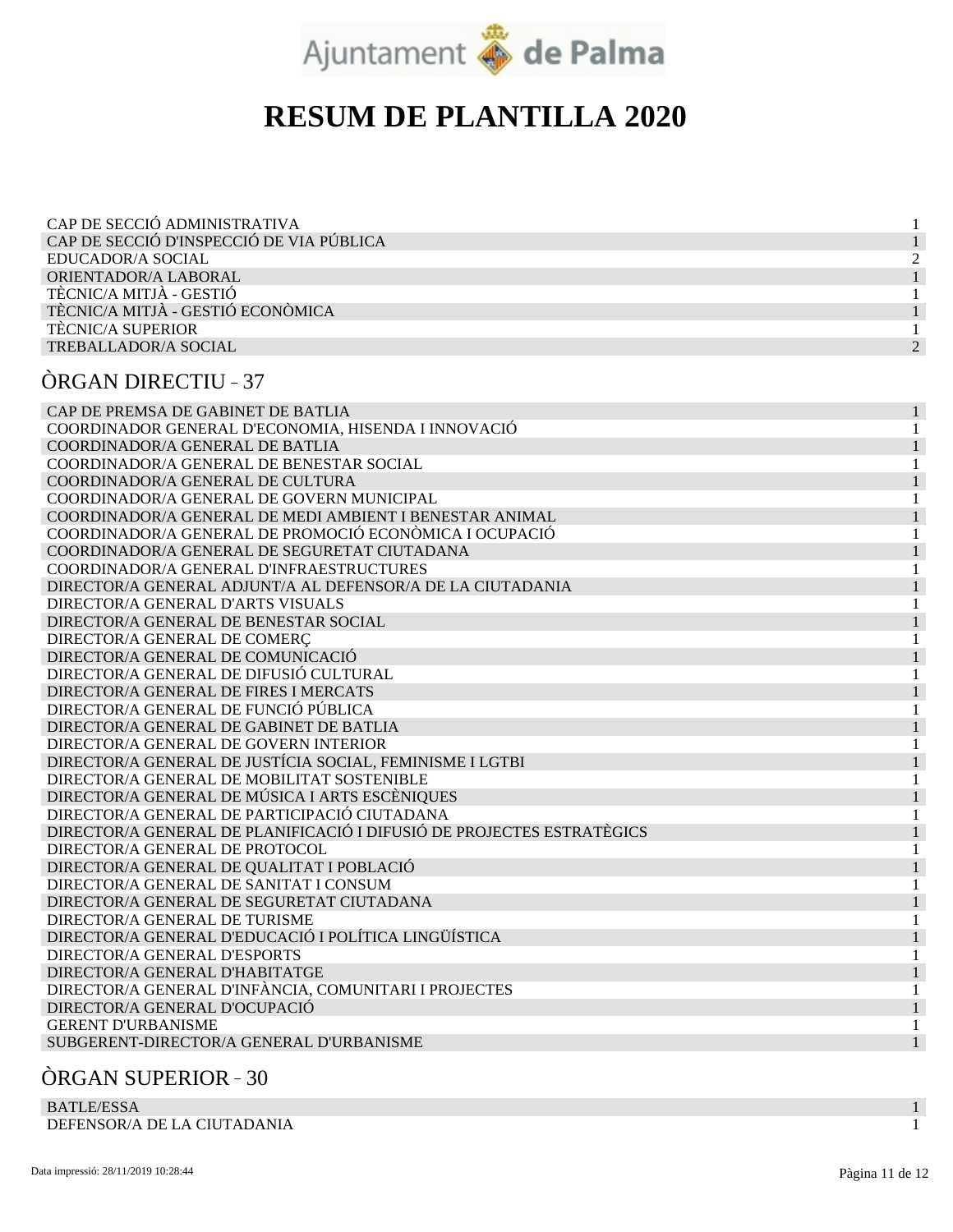# RESUM DE PLANTILLA 2020

| | |
|---|---|
| CAP DE SECCIÓ ADMINISTRATIVA | 1 |
| CAP DE SECCIÓ D'INSPECCIÓ DE VIA PÚBLICA | 1 |
| EDUCADOR/A SOCIAL | 2 |
| ORIENTADOR/A LABORAL | 1 |
| TÈCNIC/A MITJÀ - GESTIÓ | 1 |
| TÈCNIC/A MITJÀ - GESTIÓ ECONÒMICA | 1 |
| TÈCNIC/A SUPERIOR | 1 |
| TREBALLADOR/A SOCIAL | 2 |

## ÒRGAN DIRECTIU - 37

| | |
|---|---|
| CAP DE PREMSA DE GABINET DE BATLIA | 1 |
| COORDINADOR GENERAL D'ECONOMIA, HISENDA I INNOVACIÓ | 1 |
| COORDINADOR/A GENERAL DE BATLIA | 1 |
| COORDINADOR/A GENERAL DE BENESTAR SOCIAL | 1 |
| COORDINADOR/A GENERAL DE CULTURA | 1 |
| COORDINADOR/A GENERAL DE GOVERN MUNICIPAL | 1 |
| COORDINADOR/A GENERAL DE MEDI AMBIENT I BENESTAR ANIMAL | 1 |
| COORDINADOR/A GENERAL DE PROMOCIÓ ECONÒMICA I OCUPACIÓ | 1 |
| COORDINADOR/A GENERAL DE SEGURETAT CIUTADANA | 1 |
| COORDINADOR/A GENERAL D'INFRAESTRUCTURES | 1 |
| DIRECTOR/A GENERAL ADJUNT/A AL DEFENSOR/A DE LA CIUTADANIA | 1 |
| DIRECTOR/A GENERAL D'ARTS VISUALS | 1 |
| DIRECTOR/A GENERAL DE BENESTAR SOCIAL | 1 |
| DIRECTOR/A GENERAL DE COMERÇ | 1 |
| DIRECTOR/A GENERAL DE COMUNICACIÓ | 1 |
| DIRECTOR/A GENERAL DE DIFUSIÓ CULTURAL | 1 |
| DIRECTOR/A GENERAL DE FIRES I MERCATS | 1 |
| DIRECTOR/A GENERAL DE FUNCIÓ PÚBLICA | 1 |
| DIRECTOR/A GENERAL DE GABINET DE BATLIA | 1 |
| DIRECTOR/A GENERAL DE GOVERN INTERIOR | 1 |
| DIRECTOR/A GENERAL DE JUSTÍCIA SOCIAL, FEMINISME I LGTBI | 1 |
| DIRECTOR/A GENERAL DE MOBILITAT SOSTENIBLE | 1 |
| DIRECTOR/A GENERAL DE MÚSICA I ARTS ESCÈNIQUES | 1 |
| DIRECTOR/A GENERAL DE PARTICIPACIÓ CIUTADANA | 1 |
| DIRECTOR/A GENERAL DE PLANIFICACIÓ I DIFUSIÓ DE PROJECTES ESTRATÈGICS | 1 |
| DIRECTOR/A GENERAL DE PROTOCOL | 1 |
| DIRECTOR/A GENERAL DE QUALITAT I POBLACIÓ | 1 |
| DIRECTOR/A GENERAL DE SANITAT I CONSUM | 1 |
| DIRECTOR/A GENERAL DE SEGURETAT CIUTADANA | 1 |
| DIRECTOR/A GENERAL DE TURISME | 1 |
| DIRECTOR/A GENERAL D'EDUCACIÓ I POLÍTICA LINGÜÍSTICA | 1 |
| DIRECTOR/A GENERAL D'ESPORTS | 1 |
| DIRECTOR/A GENERAL D'HABITATGE | 1 |
| DIRECTOR/A GENERAL D'INFÀNCIA, COMUNITARI I PROJECTES | 1 |
| DIRECTOR/A GENERAL D'OCUPACIÓ | 1 |
| GERENT D'URBANISME | 1 |
| SUBGERENT-DIRECTOR/A GENERAL D'URBANISME | 1 |

## ÒRGAN SUPERIOR - 30

| | |
|---|---|
| BATLE/ESSA | 1 |
| DEFENSOR/A DE LA CIUTADANIA | 1 |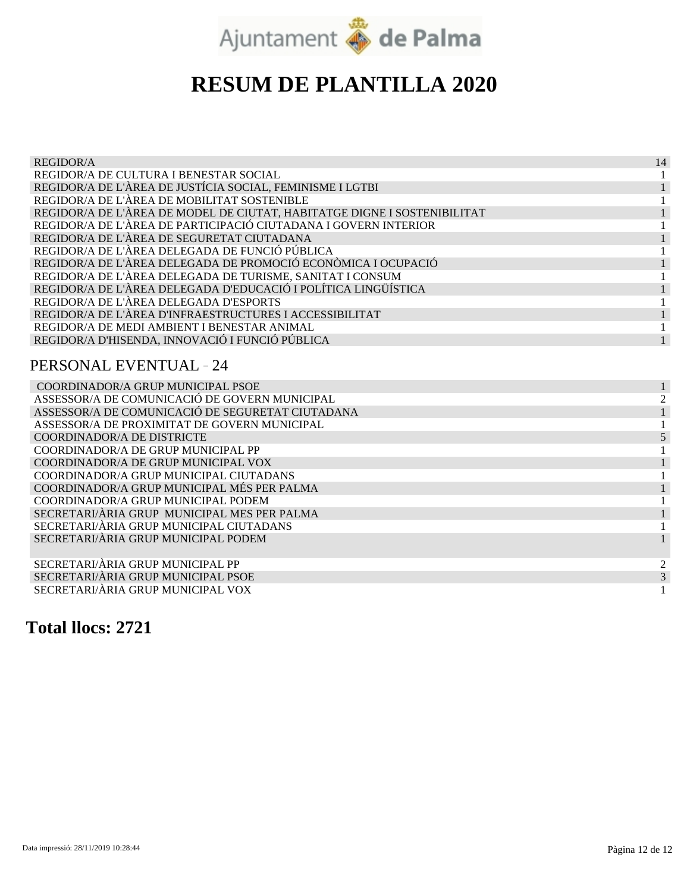# RESUM DE PLANTILLA 2020

| | |
|---|---|
| REGIDOR/A | 14 |
| REGIDOR/A DE CULTURA I BENESTAR SOCIAL | 1 |
| REGIDOR/A DE L'ÀREA DE JUSTÍCIA SOCIAL, FEMINISME I LGTBI | 1 |
| REGIDOR/A DE L'ÀREA DE MOBILITAT SOSTENIBLE | 1 |
| REGIDOR/A DE L'ÀREA DE MODEL DE CIUTAT, HABITATGE DIGNE I SOSTENIBILITAT | 1 |
| REGIDOR/A DE L'ÀREA DE PARTICIPACIÓ CIUTADANA I GOVERN INTERIOR | 1 |
| REGIDOR/A DE L'ÀREA DE SEGURETAT CIUTADANA | 1 |
| REGIDOR/A DE L'ÀREA DELEGADA DE FUNCIÓ PÚBLICA | 1 |
| REGIDOR/A DE L'ÀREA DELEGADA DE PROMOCIÓ ECONÒMICA I OCUPACIÓ | 1 |
| REGIDOR/A DE L'ÀREA DELEGADA DE TURISME, SANITAT I CONSUM | 1 |
| REGIDOR/A DE L'ÀREA DELEGADA D'EDUCACIÓ I POLÍTICA LINGÜÍSTICA | 1 |
| REGIDOR/A DE L'ÀREA DELEGADA D'ESPORTS | 1 |
| REGIDOR/A DE L'ÀREA D'INFRAESTRUCTURES I ACCESSIBILITAT | 1 |
| REGIDOR/A DE MEDI AMBIENT I BENESTAR ANIMAL | 1 |
| REGIDOR/A D'HISENDA, INNOVACIÓ I FUNCIÓ PÚBLICA | 1 |

## PERSONAL EVENTUAL - 24

| | |
|---|---|
| COORDINADOR/A GRUP MUNICIPAL PSOE | 1 |
| ASSESSOR/A DE COMUNICACIÓ DE GOVERN MUNICIPAL | 2 |
| ASSESSOR/A DE COMUNICACIÓ DE SEGURETAT CIUTADANA | 1 |
| ASSESSOR/A DE PROXIMITAT DE GOVERN MUNICIPAL | 1 |
| COORDINADOR/A DE DISTRICTE | 5 |
| COORDINADOR/A DE GRUP MUNICIPAL PP | 1 |
| COORDINADOR/A DE GRUP MUNICIPAL VOX | 1 |
| COORDINADOR/A GRUP MUNICIPAL CIUTADANS | 1 |
| COORDINADOR/A GRUP MUNICIPAL MÉS PER PALMA | 1 |
| COORDINADOR/A GRUP MUNICIPAL PODEM | 1 |
| SECRETARI/ÀRIA GRUP MUNICIPAL MES PER PALMA | 1 |
| SECRETARI/ÀRIA GRUP MUNICIPAL CIUTADANS | 1 |
| SECRETARI/ÀRIA GRUP MUNICIPAL PODEM | 1 |
| SECRETARI/ÀRIA GRUP MUNICIPAL PP | 2 |
| SECRETARI/ÀRIA GRUP MUNICIPAL PSOE | 3 |
| SECRETARI/ÀRIA GRUP MUNICIPAL VOX | 1 |

**Total llocs: 2721**

Data impressió: 28/11/2019 10:28:44